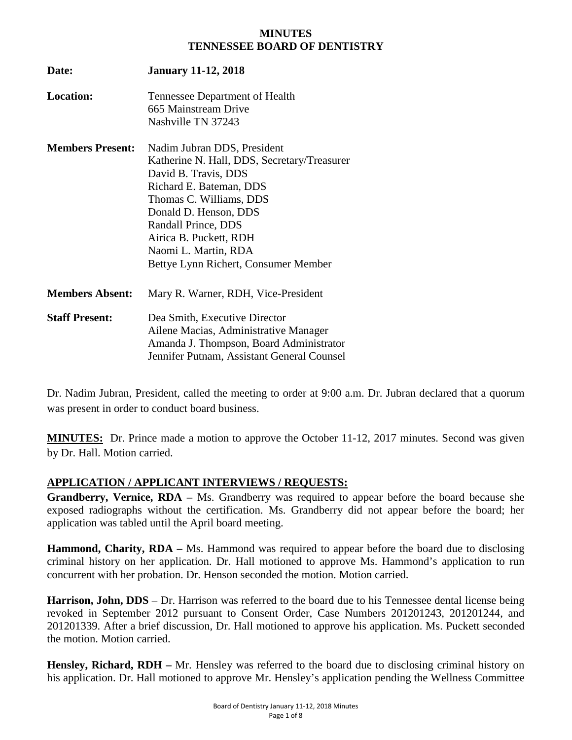# MINUTES
# TENNESSEE BOARD OF DENTISTRY

**Date:** **January 11-12, 2018**

**Location:** Tennessee Department of Health
665 Mainstream Drive
Nashville TN 37243

**Members Present:** Nadim Jubran DDS, President
Katherine N. Hall, DDS, Secretary/Treasurer
David B. Travis, DDS
Richard E. Bateman, DDS
Thomas C. Williams, DDS
Donald D. Henson, DDS
Randall Prince, DDS
Airica B. Puckett, RDH
Naomi L. Martin, RDA
Bettye Lynn Richert, Consumer Member

**Members Absent:** Mary R. Warner, RDH, Vice-President

**Staff Present:** Dea Smith, Executive Director
Ailene Macias, Administrative Manager
Amanda J. Thompson, Board Administrator
Jennifer Putnam, Assistant General Counsel

Dr. Nadim Jubran, President, called the meeting to order at 9:00 a.m. Dr. Jubran declared that a quorum was present in order to conduct board business.

**MINUTES:** Dr. Prince made a motion to approve the October 11-12, 2017 minutes. Second was given by Dr. Hall. Motion carried.

## APPLICATION / APPLICANT INTERVIEWS / REQUESTS:

**Grandberry, Vernice, RDA –** Ms. Grandberry was required to appear before the board because she exposed radiographs without the certification. Ms. Grandberry did not appear before the board; her application was tabled until the April board meeting.

**Hammond, Charity, RDA –** Ms. Hammond was required to appear before the board due to disclosing criminal history on her application. Dr. Hall motioned to approve Ms. Hammond's application to run concurrent with her probation. Dr. Henson seconded the motion. Motion carried.

**Harrison, John, DDS** – Dr. Harrison was referred to the board due to his Tennessee dental license being revoked in September 2012 pursuant to Consent Order, Case Numbers 201201243, 201201244, and 201201339. After a brief discussion, Dr. Hall motioned to approve his application. Ms. Puckett seconded the motion. Motion carried.

**Hensley, Richard, RDH –** Mr. Hensley was referred to the board due to disclosing criminal history on his application. Dr. Hall motioned to approve Mr. Hensley's application pending the Wellness Committee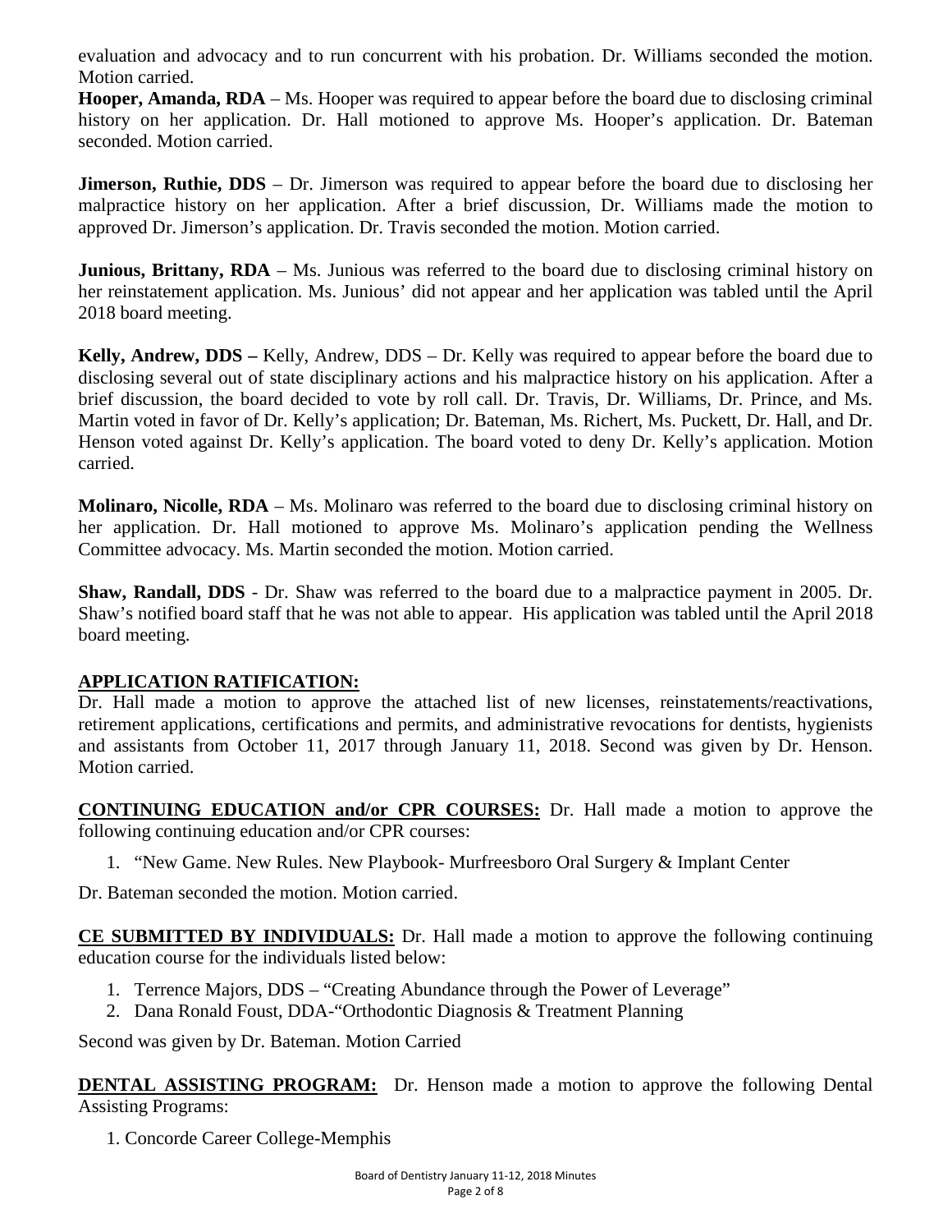evaluation and advocacy and to run concurrent with his probation. Dr. Williams seconded the motion. Motion carried.

**Hooper, Amanda, RDA** – Ms. Hooper was required to appear before the board due to disclosing criminal history on her application. Dr. Hall motioned to approve Ms. Hooper's application. Dr. Bateman seconded. Motion carried.

**Jimerson, Ruthie, DDS** – Dr. Jimerson was required to appear before the board due to disclosing her malpractice history on her application. After a brief discussion, Dr. Williams made the motion to approved Dr. Jimerson's application. Dr. Travis seconded the motion. Motion carried.

**Junious, Brittany, RDA** – Ms. Junious was referred to the board due to disclosing criminal history on her reinstatement application. Ms. Junious' did not appear and her application was tabled until the April 2018 board meeting.

**Kelly, Andrew, DDS –** Kelly, Andrew, DDS – Dr. Kelly was required to appear before the board due to disclosing several out of state disciplinary actions and his malpractice history on his application. After a brief discussion, the board decided to vote by roll call. Dr. Travis, Dr. Williams, Dr. Prince, and Ms. Martin voted in favor of Dr. Kelly's application; Dr. Bateman, Ms. Richert, Ms. Puckett, Dr. Hall, and Dr. Henson voted against Dr. Kelly's application. The board voted to deny Dr. Kelly's application. Motion carried.

**Molinaro, Nicolle, RDA** – Ms. Molinaro was referred to the board due to disclosing criminal history on her application. Dr. Hall motioned to approve Ms. Molinaro's application pending the Wellness Committee advocacy. Ms. Martin seconded the motion. Motion carried.

**Shaw, Randall, DDS** - Dr. Shaw was referred to the board due to a malpractice payment in 2005. Dr. Shaw's notified board staff that he was not able to appear. His application was tabled until the April 2018 board meeting.

**APPLICATION RATIFICATION:**

Dr. Hall made a motion to approve the attached list of new licenses, reinstatements/reactivations, retirement applications, certifications and permits, and administrative revocations for dentists, hygienists and assistants from October 11, 2017 through January 11, 2018. Second was given by Dr. Henson. Motion carried.

**CONTINUING EDUCATION and/or CPR COURSES:** Dr. Hall made a motion to approve the following continuing education and/or CPR courses:

1. "New Game. New Rules. New Playbook- Murfreesboro Oral Surgery & Implant Center

Dr. Bateman seconded the motion. Motion carried.

**CE SUBMITTED BY INDIVIDUALS:** Dr. Hall made a motion to approve the following continuing education course for the individuals listed below:

1. Terrence Majors, DDS – "Creating Abundance through the Power of Leverage"
2. Dana Ronald Foust, DDA-"Orthodontic Diagnosis & Treatment Planning

Second was given by Dr. Bateman. Motion Carried

**DENTAL ASSISTING PROGRAM:** Dr. Henson made a motion to approve the following Dental Assisting Programs:

1. Concorde Career College-Memphis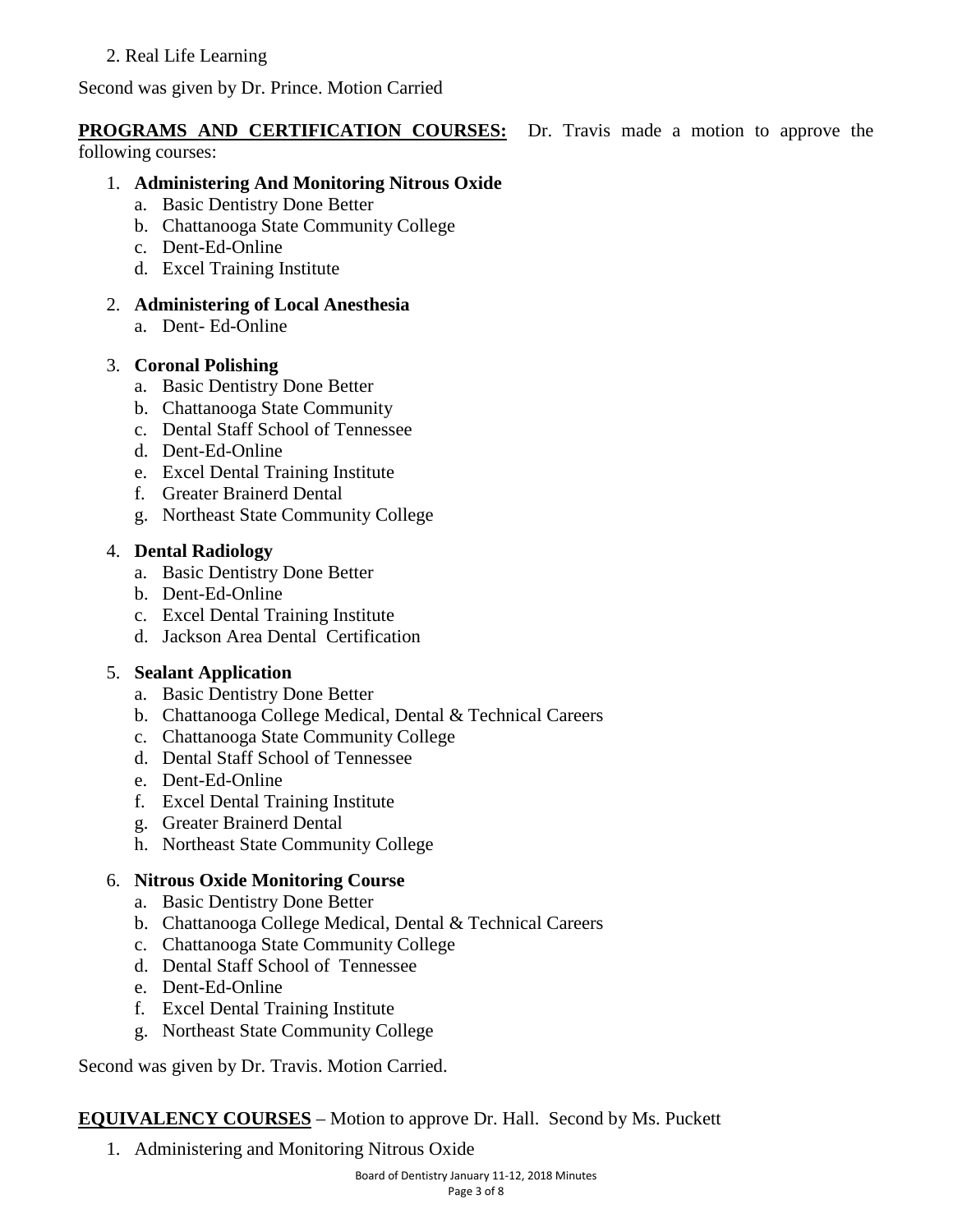2. Real Life Learning

Second was given by Dr. Prince. Motion Carried

**PROGRAMS AND CERTIFICATION COURSES:** Dr. Travis made a motion to approve the following courses:

1. **Administering And Monitoring Nitrous Oxide**
   a. Basic Dentistry Done Better
   b. Chattanooga State Community College
   c. Dent-Ed-Online
   d. Excel Training Institute

2. **Administering of Local Anesthesia**
   a. Dent- Ed-Online

3. **Coronal Polishing**
   a. Basic Dentistry Done Better
   b. Chattanooga State Community
   c. Dental Staff School of Tennessee
   d. Dent-Ed-Online
   e. Excel Dental Training Institute
   f. Greater Brainerd Dental
   g. Northeast State Community College

4. **Dental Radiology**
   a. Basic Dentistry Done Better
   b. Dent-Ed-Online
   c. Excel Dental Training Institute
   d. Jackson Area Dental Certification

5. **Sealant Application**
   a. Basic Dentistry Done Better
   b. Chattanooga College Medical, Dental & Technical Careers
   c. Chattanooga State Community College
   d. Dental Staff School of Tennessee
   e. Dent-Ed-Online
   f. Excel Dental Training Institute
   g. Greater Brainerd Dental
   h. Northeast State Community College

6. **Nitrous Oxide Monitoring Course**
   a. Basic Dentistry Done Better
   b. Chattanooga College Medical, Dental & Technical Careers
   c. Chattanooga State Community College
   d. Dental Staff School of Tennessee
   e. Dent-Ed-Online
   f. Excel Dental Training Institute
   g. Northeast State Community College

Second was given by Dr. Travis. Motion Carried.

**EQUIVALENCY COURSES** – Motion to approve Dr. Hall. Second by Ms. Puckett

1. Administering and Monitoring Nitrous Oxide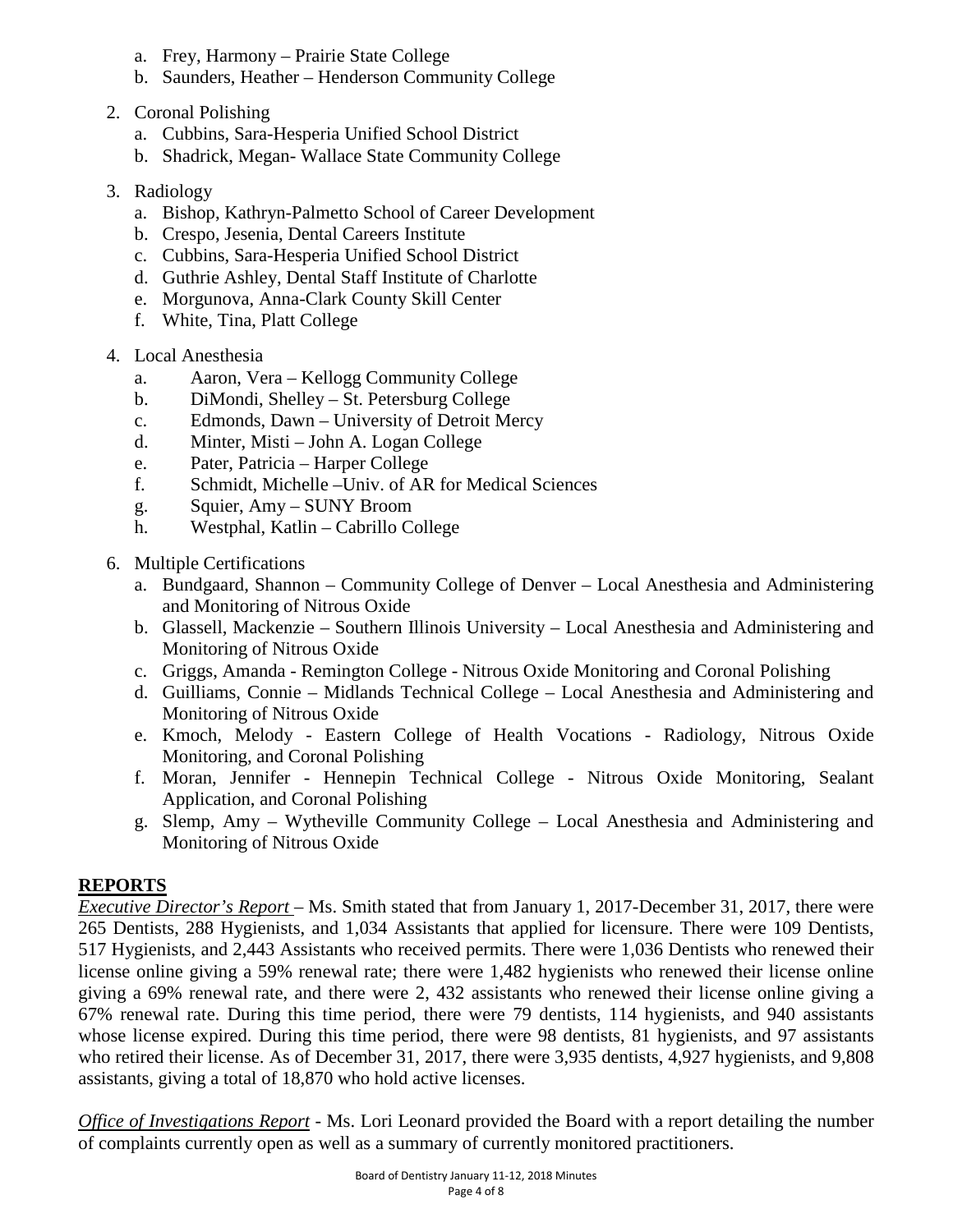a. Frey, Harmony – Prairie State College
b. Saunders, Heather – Henderson Community College

2. Coronal Polishing
   a. Cubbins, Sara-Hesperia Unified School District
   b. Shadrick, Megan- Wallace State Community College

3. Radiology
   a. Bishop, Kathryn-Palmetto School of Career Development
   b. Crespo, Jesenia, Dental Careers Institute
   c. Cubbins, Sara-Hesperia Unified School District
   d. Guthrie Ashley, Dental Staff Institute of Charlotte
   e. Morgunova, Anna-Clark County Skill Center
   f. White, Tina, Platt College

4. Local Anesthesia
   a. Aaron, Vera – Kellogg Community College
   b. DiMondi, Shelley – St. Petersburg College
   c. Edmonds, Dawn – University of Detroit Mercy
   d. Minter, Misti – John A. Logan College
   e. Pater, Patricia – Harper College
   f. Schmidt, Michelle –Univ. of AR for Medical Sciences
   g. Squier, Amy – SUNY Broom
   h. Westphal, Katlin – Cabrillo College

6. Multiple Certifications
   a. Bundgaard, Shannon – Community College of Denver – Local Anesthesia and Administering and Monitoring of Nitrous Oxide
   b. Glassell, Mackenzie – Southern Illinois University – Local Anesthesia and Administering and Monitoring of Nitrous Oxide
   c. Griggs, Amanda - Remington College - Nitrous Oxide Monitoring and Coronal Polishing
   d. Guilliams, Connie – Midlands Technical College – Local Anesthesia and Administering and Monitoring of Nitrous Oxide
   e. Kmoch, Melody - Eastern College of Health Vocations - Radiology, Nitrous Oxide Monitoring, and Coronal Polishing
   f. Moran, Jennifer - Hennepin Technical College - Nitrous Oxide Monitoring, Sealant Application, and Coronal Polishing
   g. Slemp, Amy – Wytheville Community College – Local Anesthesia and Administering and Monitoring of Nitrous Oxide

## REPORTS

*Executive Director's Report* – Ms. Smith stated that from January 1, 2017-December 31, 2017, there were 265 Dentists, 288 Hygienists, and 1,034 Assistants that applied for licensure. There were 109 Dentists, 517 Hygienists, and 2,443 Assistants who received permits. There were 1,036 Dentists who renewed their license online giving a 59% renewal rate; there were 1,482 hygienists who renewed their license online giving a 69% renewal rate, and there were 2, 432 assistants who renewed their license online giving a 67% renewal rate. During this time period, there were 79 dentists, 114 hygienists, and 940 assistants whose license expired. During this time period, there were 98 dentists, 81 hygienists, and 97 assistants who retired their license. As of December 31, 2017, there were 3,935 dentists, 4,927 hygienists, and 9,808 assistants, giving a total of 18,870 who hold active licenses.

*Office of Investigations Report* - Ms. Lori Leonard provided the Board with a report detailing the number of complaints currently open as well as a summary of currently monitored practitioners.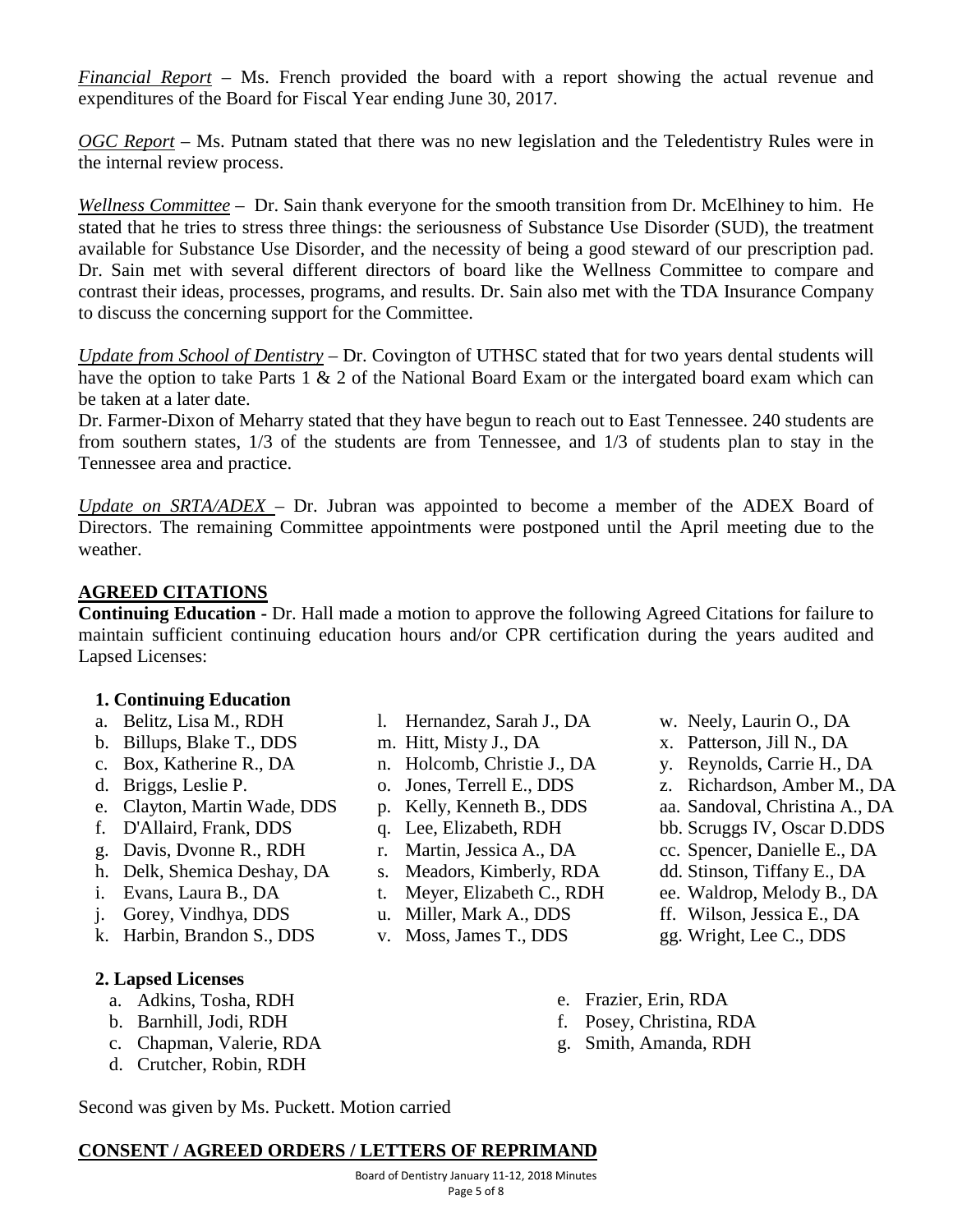*Financial Report* – Ms. French provided the board with a report showing the actual revenue and expenditures of the Board for Fiscal Year ending June 30, 2017.

*OGC Report* – Ms. Putnam stated that there was no new legislation and the Teledentistry Rules were in the internal review process.

*Wellness Committee* – Dr. Sain thank everyone for the smooth transition from Dr. McElhiney to him. He stated that he tries to stress three things: the seriousness of Substance Use Disorder (SUD), the treatment available for Substance Use Disorder, and the necessity of being a good steward of our prescription pad. Dr. Sain met with several different directors of board like the Wellness Committee to compare and contrast their ideas, processes, programs, and results. Dr. Sain also met with the TDA Insurance Company to discuss the concerning support for the Committee.

*Update from School of Dentistry* – Dr. Covington of UTHSC stated that for two years dental students will have the option to take Parts 1 & 2 of the National Board Exam or the intergated board exam which can be taken at a later date.

Dr. Farmer-Dixon of Meharry stated that they have begun to reach out to East Tennessee. 240 students are from southern states, 1/3 of the students are from Tennessee, and 1/3 of students plan to stay in the Tennessee area and practice.

*Update on SRTA/ADEX* – Dr. Jubran was appointed to become a member of the ADEX Board of Directors. The remaining Committee appointments were postponed until the April meeting due to the weather.

## AGREED CITATIONS

**Continuing Education -** Dr. Hall made a motion to approve the following Agreed Citations for failure to maintain sufficient continuing education hours and/or CPR certification during the years audited and Lapsed Licenses:

**1. Continuing Education**

a. Belitz, Lisa M., RDH
b. Billups, Blake T., DDS
c. Box, Katherine R., DA
d. Briggs, Leslie P.
e. Clayton, Martin Wade, DDS
f. D'Allaird, Frank, DDS
g. Davis, Dvonne R., RDH
h. Delk, Shemica Deshay, DA
i. Evans, Laura B., DA
j. Gorey, Vindhya, DDS
k. Harbin, Brandon S., DDS
l. Hernandez, Sarah J., DA
m. Hitt, Misty J., DA
n. Holcomb, Christie J., DA
o. Jones, Terrell E., DDS
p. Kelly, Kenneth B., DDS
q. Lee, Elizabeth, RDH
r. Martin, Jessica A., DA
s. Meadors, Kimberly, RDA
t. Meyer, Elizabeth C., RDH
u. Miller, Mark A., DDS
v. Moss, James T., DDS
w. Neely, Laurin O., DA
x. Patterson, Jill N., DA
y. Reynolds, Carrie H., DA
z. Richardson, Amber M., DA
aa. Sandoval, Christina A., DA
bb. Scruggs IV, Oscar D.DDS
cc. Spencer, Danielle E., DA
dd. Stinson, Tiffany E., DA
ee. Waldrop, Melody B., DA
ff. Wilson, Jessica E., DA
gg. Wright, Lee C., DDS

**2. Lapsed Licenses**

a. Adkins, Tosha, RDH
b. Barnhill, Jodi, RDH
c. Chapman, Valerie, RDA
d. Crutcher, Robin, RDH
e. Frazier, Erin, RDA
f. Posey, Christina, RDA
g. Smith, Amanda, RDH

Second was given by Ms. Puckett. Motion carried

## CONSENT / AGREED ORDERS / LETTERS OF REPRIMAND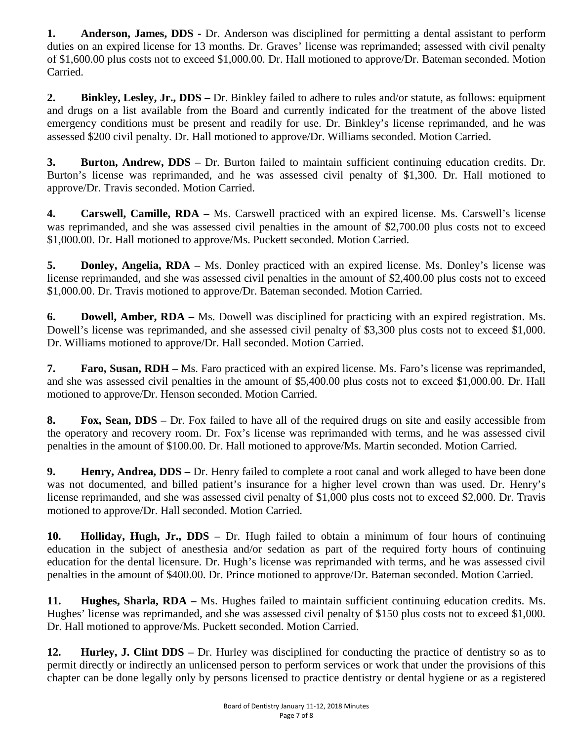**1. Anderson, James, DDS -** Dr. Anderson was disciplined for permitting a dental assistant to perform duties on an expired license for 13 months. Dr. Graves' license was reprimanded; assessed with civil penalty of $1,600.00 plus costs not to exceed $1,000.00. Dr. Hall motioned to approve/Dr. Bateman seconded. Motion Carried.

**2. Binkley, Lesley, Jr., DDS –** Dr. Binkley failed to adhere to rules and/or statute, as follows: equipment and drugs on a list available from the Board and currently indicated for the treatment of the above listed emergency conditions must be present and readily for use. Dr. Binkley's license reprimanded, and he was assessed $200 civil penalty. Dr. Hall motioned to approve/Dr. Williams seconded. Motion Carried.

**3. Burton, Andrew, DDS –** Dr. Burton failed to maintain sufficient continuing education credits. Dr. Burton's license was reprimanded, and he was assessed civil penalty of $1,300. Dr. Hall motioned to approve/Dr. Travis seconded. Motion Carried.

**4. Carswell, Camille, RDA –** Ms. Carswell practiced with an expired license. Ms. Carswell's license was reprimanded, and she was assessed civil penalties in the amount of $2,700.00 plus costs not to exceed $1,000.00. Dr. Hall motioned to approve/Ms. Puckett seconded. Motion Carried.

**5. Donley, Angelia, RDA –** Ms. Donley practiced with an expired license. Ms. Donley's license was license reprimanded, and she was assessed civil penalties in the amount of $2,400.00 plus costs not to exceed $1,000.00. Dr. Travis motioned to approve/Dr. Bateman seconded. Motion Carried.

**6. Dowell, Amber, RDA –** Ms. Dowell was disciplined for practicing with an expired registration. Ms. Dowell's license was reprimanded, and she assessed civil penalty of $3,300 plus costs not to exceed $1,000. Dr. Williams motioned to approve/Dr. Hall seconded. Motion Carried.

**7. Faro, Susan, RDH –** Ms. Faro practiced with an expired license. Ms. Faro's license was reprimanded, and she was assessed civil penalties in the amount of $5,400.00 plus costs not to exceed $1,000.00. Dr. Hall motioned to approve/Dr. Henson seconded. Motion Carried.

**8. Fox, Sean, DDS –** Dr. Fox failed to have all of the required drugs on site and easily accessible from the operatory and recovery room. Dr. Fox's license was reprimanded with terms, and he was assessed civil penalties in the amount of $100.00. Dr. Hall motioned to approve/Ms. Martin seconded. Motion Carried.

**9. Henry, Andrea, DDS –** Dr. Henry failed to complete a root canal and work alleged to have been done was not documented, and billed patient's insurance for a higher level crown than was used. Dr. Henry's license reprimanded, and she was assessed civil penalty of $1,000 plus costs not to exceed $2,000. Dr. Travis motioned to approve/Dr. Hall seconded. Motion Carried.

**10. Holliday, Hugh, Jr., DDS –** Dr. Hugh failed to obtain a minimum of four hours of continuing education in the subject of anesthesia and/or sedation as part of the required forty hours of continuing education for the dental licensure. Dr. Hugh's license was reprimanded with terms, and he was assessed civil penalties in the amount of $400.00. Dr. Prince motioned to approve/Dr. Bateman seconded. Motion Carried.

**11. Hughes, Sharla, RDA –** Ms. Hughes failed to maintain sufficient continuing education credits. Ms. Hughes' license was reprimanded, and she was assessed civil penalty of $150 plus costs not to exceed $1,000. Dr. Hall motioned to approve/Ms. Puckett seconded. Motion Carried.

**12. Hurley, J. Clint DDS –** Dr. Hurley was disciplined for conducting the practice of dentistry so as to permit directly or indirectly an unlicensed person to perform services or work that under the provisions of this chapter can be done legally only by persons licensed to practice dentistry or dental hygiene or as a registered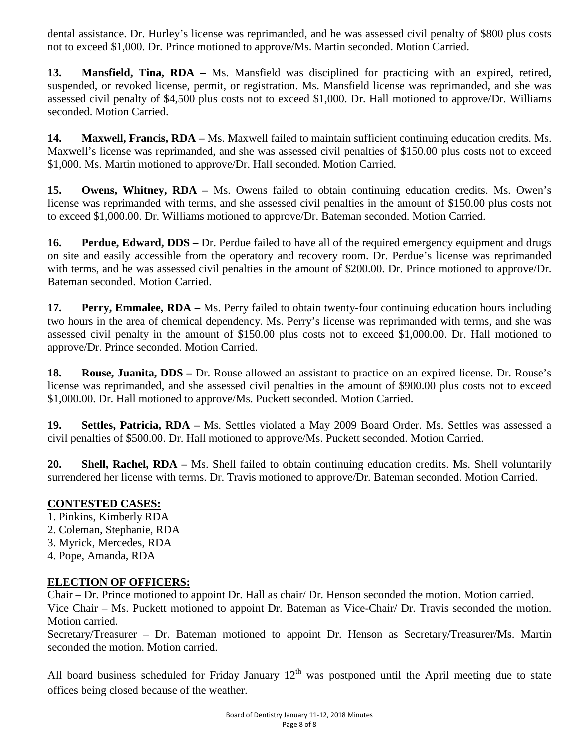dental assistance. Dr. Hurley's license was reprimanded, and he was assessed civil penalty of $800 plus costs not to exceed $1,000. Dr. Prince motioned to approve/Ms. Martin seconded. Motion Carried.

**13. Mansfield, Tina, RDA –** Ms. Mansfield was disciplined for practicing with an expired, retired, suspended, or revoked license, permit, or registration. Ms. Mansfield license was reprimanded, and she was assessed civil penalty of $4,500 plus costs not to exceed $1,000. Dr. Hall motioned to approve/Dr. Williams seconded. Motion Carried.

**14. Maxwell, Francis, RDA –** Ms. Maxwell failed to maintain sufficient continuing education credits. Ms. Maxwell's license was reprimanded, and she was assessed civil penalties of $150.00 plus costs not to exceed $1,000. Ms. Martin motioned to approve/Dr. Hall seconded. Motion Carried.

**15. Owens, Whitney, RDA –** Ms. Owens failed to obtain continuing education credits. Ms. Owen's license was reprimanded with terms, and she assessed civil penalties in the amount of $150.00 plus costs not to exceed $1,000.00. Dr. Williams motioned to approve/Dr. Bateman seconded. Motion Carried.

**16. Perdue, Edward, DDS –** Dr. Perdue failed to have all of the required emergency equipment and drugs on site and easily accessible from the operatory and recovery room. Dr. Perdue's license was reprimanded with terms, and he was assessed civil penalties in the amount of $200.00. Dr. Prince motioned to approve/Dr. Bateman seconded. Motion Carried.

**17. Perry, Emmalee, RDA –** Ms. Perry failed to obtain twenty-four continuing education hours including two hours in the area of chemical dependency. Ms. Perry's license was reprimanded with terms, and she was assessed civil penalty in the amount of $150.00 plus costs not to exceed $1,000.00. Dr. Hall motioned to approve/Dr. Prince seconded. Motion Carried.

**18. Rouse, Juanita, DDS –** Dr. Rouse allowed an assistant to practice on an expired license. Dr. Rouse's license was reprimanded, and she assessed civil penalties in the amount of $900.00 plus costs not to exceed $1,000.00. Dr. Hall motioned to approve/Ms. Puckett seconded. Motion Carried.

**19. Settles, Patricia, RDA –** Ms. Settles violated a May 2009 Board Order. Ms. Settles was assessed a civil penalties of $500.00. Dr. Hall motioned to approve/Ms. Puckett seconded. Motion Carried.

**20. Shell, Rachel, RDA –** Ms. Shell failed to obtain continuing education credits. Ms. Shell voluntarily surrendered her license with terms. Dr. Travis motioned to approve/Dr. Bateman seconded. Motion Carried.

**CONTESTED CASES:**

1. Pinkins, Kimberly RDA
2. Coleman, Stephanie, RDA
3. Myrick, Mercedes, RDA
4. Pope, Amanda, RDA

**ELECTION OF OFFICERS:**

Chair – Dr. Prince motioned to appoint Dr. Hall as chair/ Dr. Henson seconded the motion. Motion carried.

Vice Chair – Ms. Puckett motioned to appoint Dr. Bateman as Vice-Chair/ Dr. Travis seconded the motion. Motion carried.

Secretary/Treasurer – Dr. Bateman motioned to appoint Dr. Henson as Secretary/Treasurer/Ms. Martin seconded the motion. Motion carried.

All board business scheduled for Friday January 12th was postponed until the April meeting due to state offices being closed because of the weather.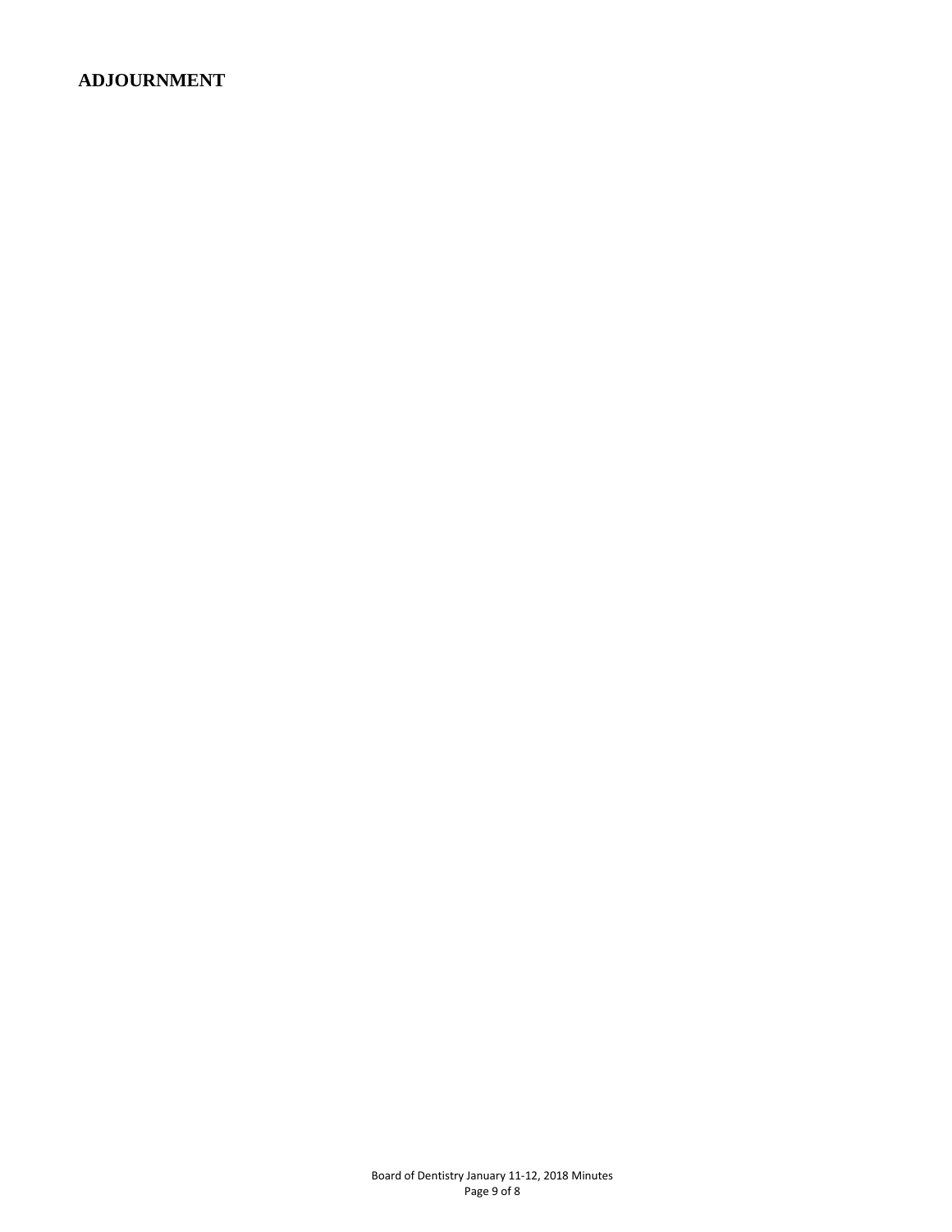## ADJOURNMENT